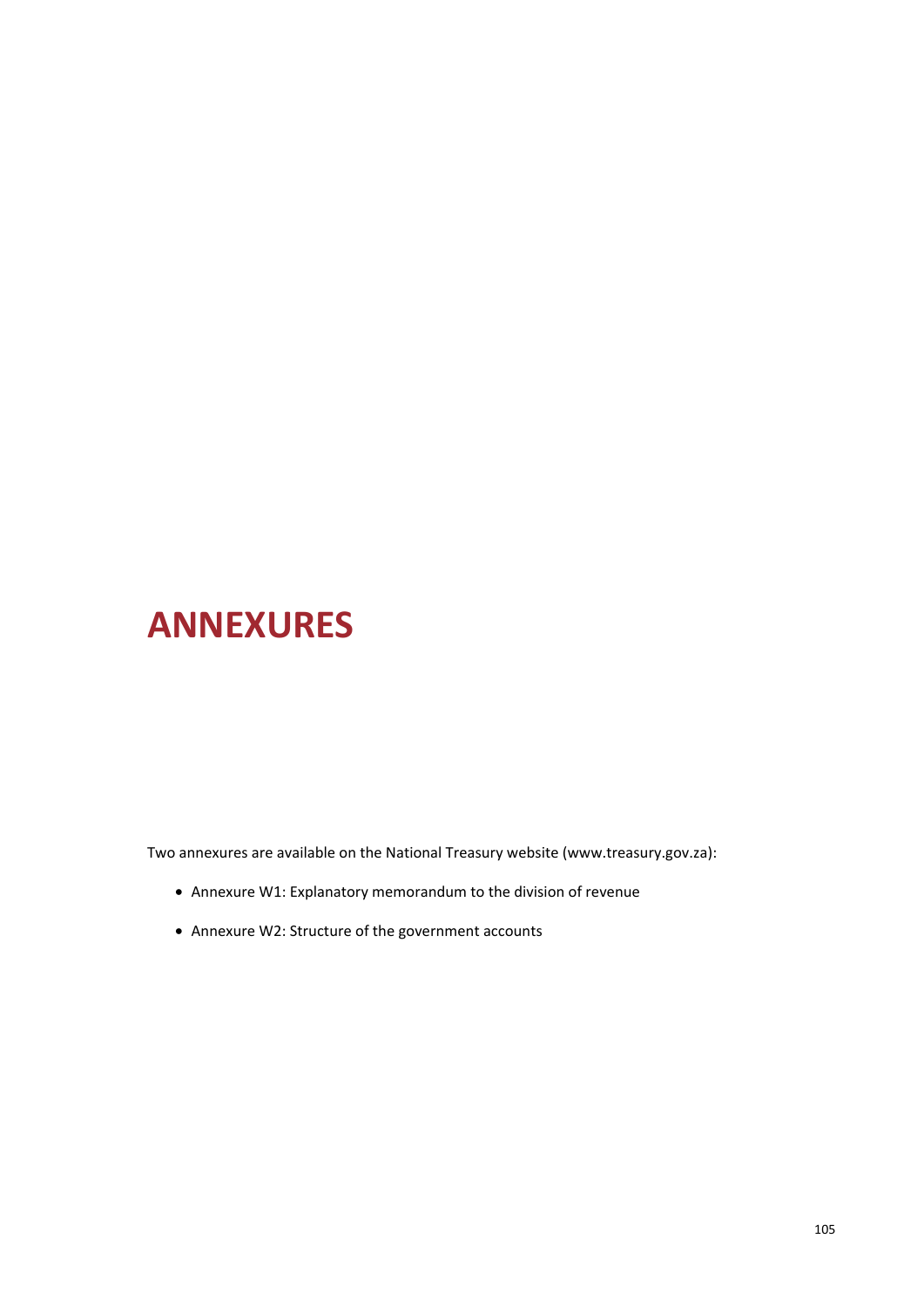# ANNEXURES

Two annexures are available on the National Treasury website (www.treasury.gov.za):

- Annexure W1: Explanatory memorandum to the division of revenue
- Annexure W2: Structure of the government accounts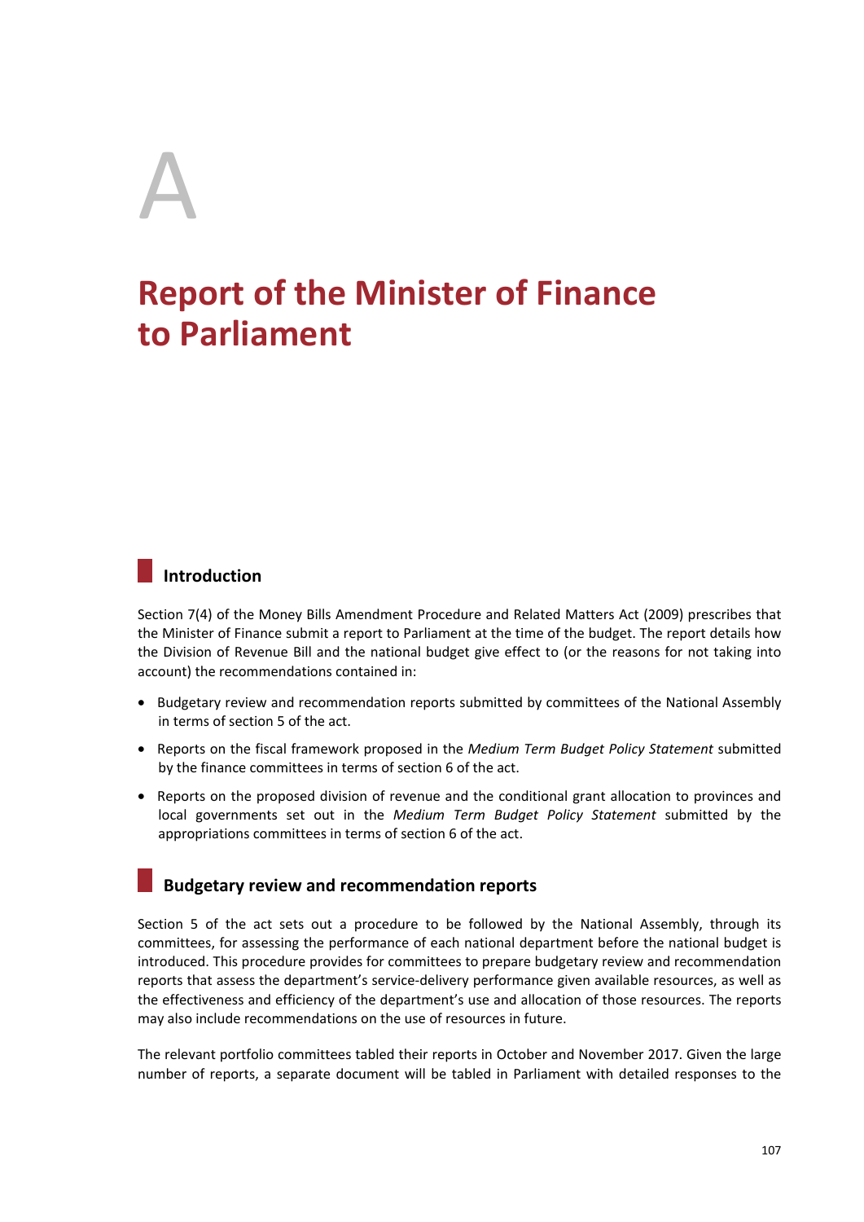# A

# Report of the Minister of Finance to Parliament

## Introduction

Section 7(4) of the Money Bills Amendment Procedure and Related Matters Act (2009) prescribes that the Minister of Finance submit a report to Parliament at the time of the budget. The report details how the Division of Revenue Bill and the national budget give effect to (or the reasons for not taking into account) the recommendations contained in:

- Budgetary review and recommendation reports submitted by committees of the National Assembly in terms of section 5 of the act.
- Reports on the fiscal framework proposed in the *Medium Term Budget Policy Statement* submitted by the finance committees in terms of section 6 of the act.
- Reports on the proposed division of revenue and the conditional grant allocation to provinces and local governments set out in the *Medium Term Budget Policy Statement* submitted by the appropriations committees in terms of section 6 of the act.

## Budgetary review and recommendation reports

Section 5 of the act sets out a procedure to be followed by the National Assembly, through its committees, for assessing the performance of each national department before the national budget is introduced. This procedure provides for committees to prepare budgetary review and recommendation reports that assess the department's service-delivery performance given available resources, as well as the effectiveness and efficiency of the department's use and allocation of those resources. The reports may also include recommendations on the use of resources in future.

The relevant portfolio committees tabled their reports in October and November 2017. Given the large number of reports, a separate document will be tabled in Parliament with detailed responses to the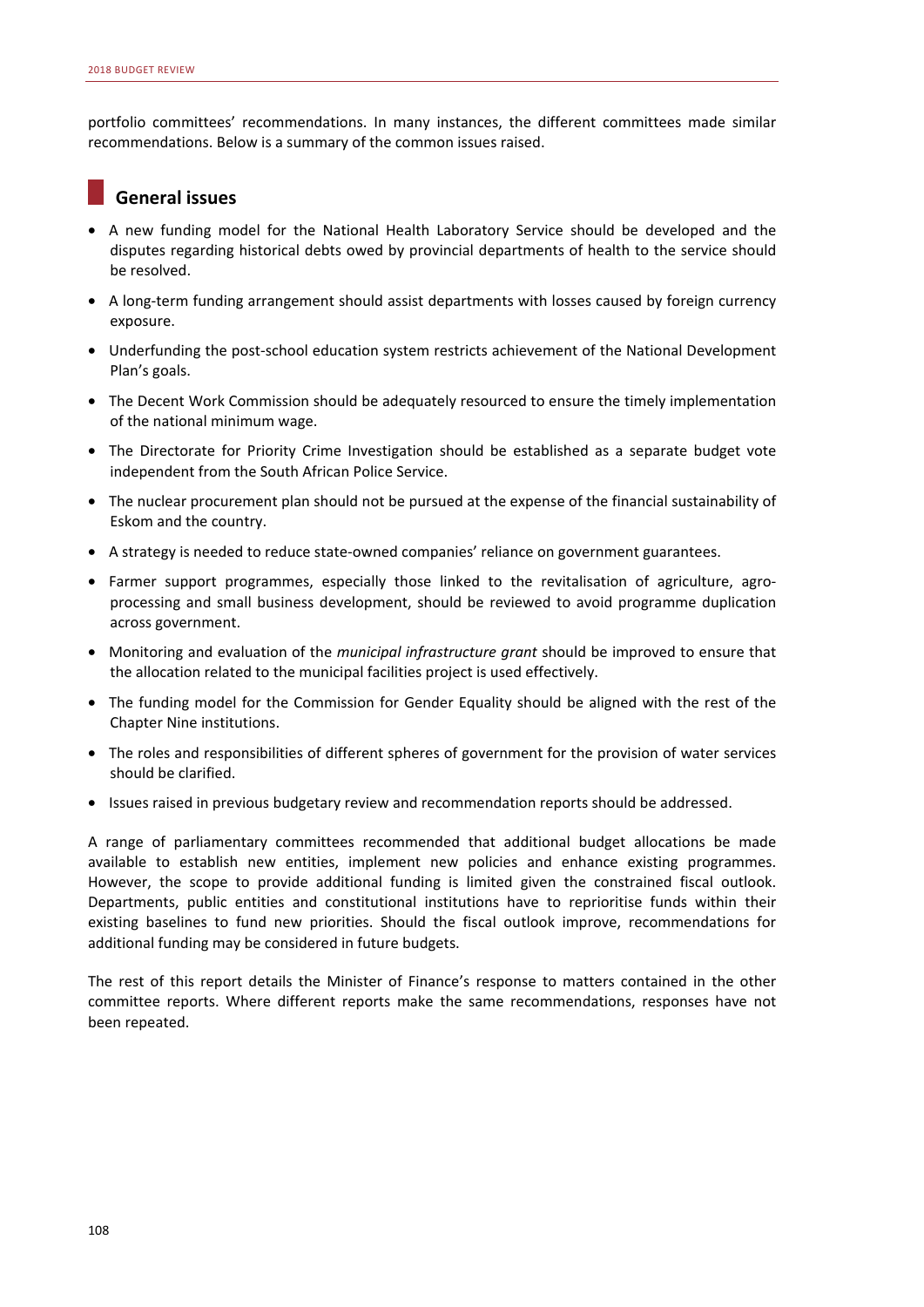portfolio committees' recommendations. In many instances, the different committees made similar recommendations. Below is a summary of the common issues raised.

## General issues

- A new funding model for the National Health Laboratory Service should be developed and the disputes regarding historical debts owed by provincial departments of health to the service should be resolved.
- A long-term funding arrangement should assist departments with losses caused by foreign currency exposure.
- Underfunding the post-school education system restricts achievement of the National Development Plan's goals.
- The Decent Work Commission should be adequately resourced to ensure the timely implementation of the national minimum wage.
- The Directorate for Priority Crime Investigation should be established as a separate budget vote independent from the South African Police Service.
- The nuclear procurement plan should not be pursued at the expense of the financial sustainability of Eskom and the country.
- A strategy is needed to reduce state-owned companies' reliance on government guarantees.
- Farmer support programmes, especially those linked to the revitalisation of agriculture, agro-processing and small business development, should be reviewed to avoid programme duplication across government.
- Monitoring and evaluation of the *municipal infrastructure grant* should be improved to ensure that the allocation related to the municipal facilities project is used effectively.
- The funding model for the Commission for Gender Equality should be aligned with the rest of the Chapter Nine institutions.
- The roles and responsibilities of different spheres of government for the provision of water services should be clarified.
- Issues raised in previous budgetary review and recommendation reports should be addressed.

A range of parliamentary committees recommended that additional budget allocations be made available to establish new entities, implement new policies and enhance existing programmes. However, the scope to provide additional funding is limited given the constrained fiscal outlook. Departments, public entities and constitutional institutions have to reprioritise funds within their existing baselines to fund new priorities. Should the fiscal outlook improve, recommendations for additional funding may be considered in future budgets.

The rest of this report details the Minister of Finance's response to matters contained in the other committee reports. Where different reports make the same recommendations, responses have not been repeated.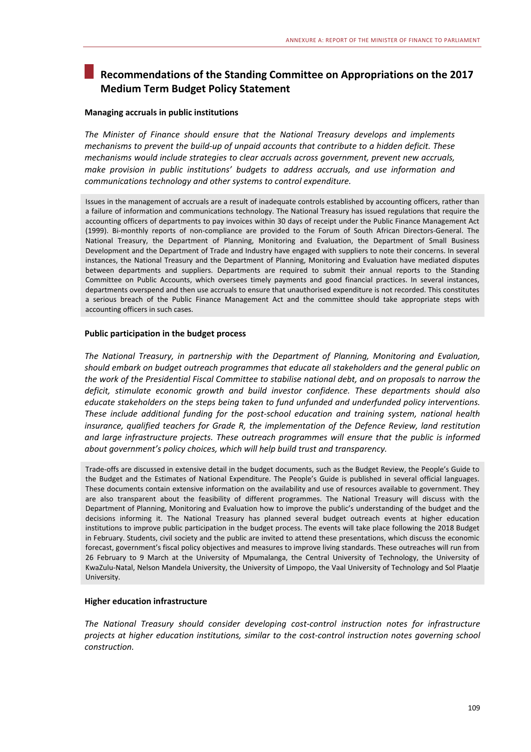## Recommendations of the Standing Committee on Appropriations on the 2017 Medium Term Budget Policy Statement

### Managing accruals in public institutions

*The Minister of Finance should ensure that the National Treasury develops and implements mechanisms to prevent the build-up of unpaid accounts that contribute to a hidden deficit. These mechanisms would include strategies to clear accruals across government, prevent new accruals, make provision in public institutions' budgets to address accruals, and use information and communications technology and other systems to control expenditure.*

Issues in the management of accruals are a result of inadequate controls established by accounting officers, rather than a failure of information and communications technology. The National Treasury has issued regulations that require the accounting officers of departments to pay invoices within 30 days of receipt under the Public Finance Management Act (1999). Bi-monthly reports of non-compliance are provided to the Forum of South African Directors-General. The National Treasury, the Department of Planning, Monitoring and Evaluation, the Department of Small Business Development and the Department of Trade and Industry have engaged with suppliers to note their concerns. In several instances, the National Treasury and the Department of Planning, Monitoring and Evaluation have mediated disputes between departments and suppliers. Departments are required to submit their annual reports to the Standing Committee on Public Accounts, which oversees timely payments and good financial practices. In several instances, departments overspend and then use accruals to ensure that unauthorised expenditure is not recorded. This constitutes a serious breach of the Public Finance Management Act and the committee should take appropriate steps with accounting officers in such cases.

### Public participation in the budget process

*The National Treasury, in partnership with the Department of Planning, Monitoring and Evaluation, should embark on budget outreach programmes that educate all stakeholders and the general public on the work of the Presidential Fiscal Committee to stabilise national debt, and on proposals to narrow the deficit, stimulate economic growth and build investor confidence. These departments should also educate stakeholders on the steps being taken to fund unfunded and underfunded policy interventions. These include additional funding for the post-school education and training system, national health insurance, qualified teachers for Grade R, the implementation of the Defence Review, land restitution and large infrastructure projects. These outreach programmes will ensure that the public is informed about government's policy choices, which will help build trust and transparency.*

Trade-offs are discussed in extensive detail in the budget documents, such as the Budget Review, the People's Guide to the Budget and the Estimates of National Expenditure. The People's Guide is published in several official languages. These documents contain extensive information on the availability and use of resources available to government. They are also transparent about the feasibility of different programmes. The National Treasury will discuss with the Department of Planning, Monitoring and Evaluation how to improve the public's understanding of the budget and the decisions informing it. The National Treasury has planned several budget outreach events at higher education institutions to improve public participation in the budget process. The events will take place following the 2018 Budget in February. Students, civil society and the public are invited to attend these presentations, which discuss the economic forecast, government's fiscal policy objectives and measures to improve living standards. These outreaches will run from 26 February to 9 March at the University of Mpumalanga, the Central University of Technology, the University of KwaZulu-Natal, Nelson Mandela University, the University of Limpopo, the Vaal University of Technology and Sol Plaatje University.

### Higher education infrastructure

*The National Treasury should consider developing cost-control instruction notes for infrastructure projects at higher education institutions, similar to the cost-control instruction notes governing school construction.*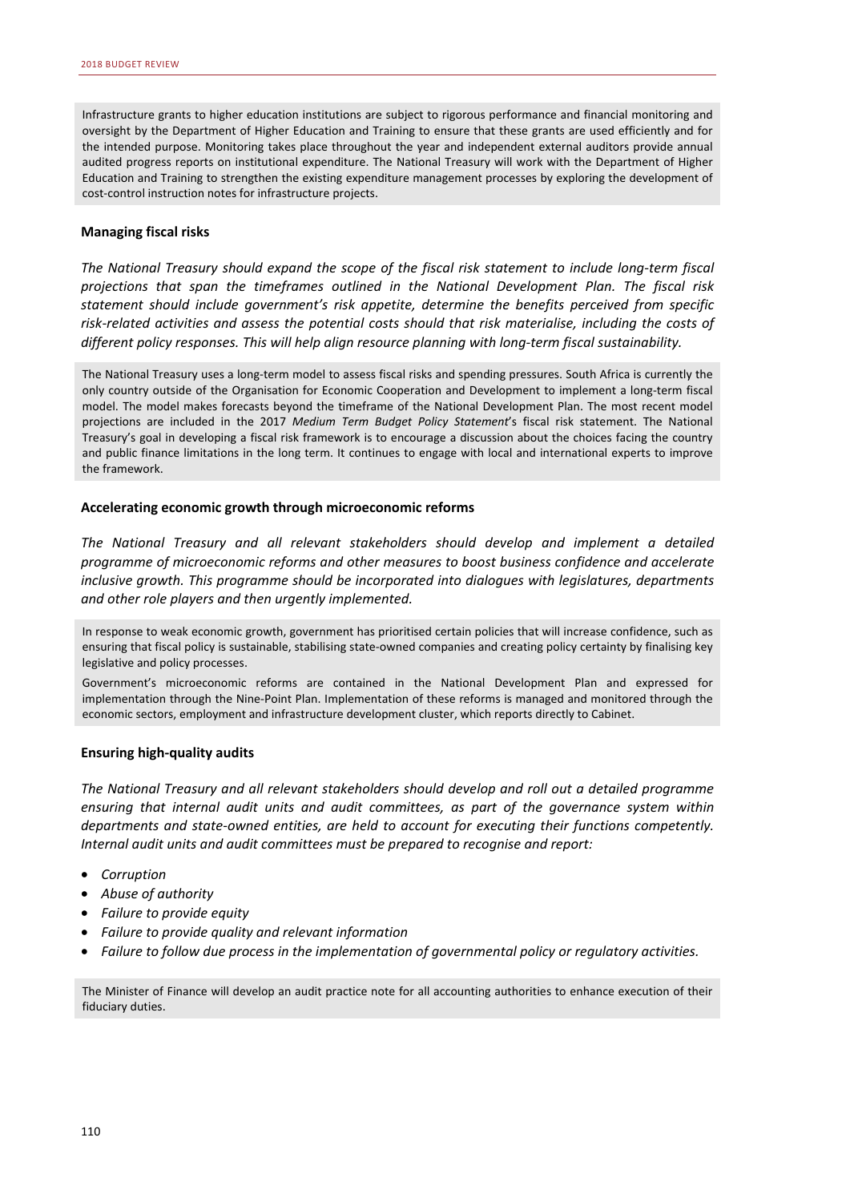Infrastructure grants to higher education institutions are subject to rigorous performance and financial monitoring and oversight by the Department of Higher Education and Training to ensure that these grants are used efficiently and for the intended purpose. Monitoring takes place throughout the year and independent external auditors provide annual audited progress reports on institutional expenditure. The National Treasury will work with the Department of Higher Education and Training to strengthen the existing expenditure management processes by exploring the development of cost-control instruction notes for infrastructure projects.

**Managing fiscal risks**

*The National Treasury should expand the scope of the fiscal risk statement to include long-term fiscal projections that span the timeframes outlined in the National Development Plan. The fiscal risk statement should include government's risk appetite, determine the benefits perceived from specific risk-related activities and assess the potential costs should that risk materialise, including the costs of different policy responses. This will help align resource planning with long-term fiscal sustainability.*

The National Treasury uses a long-term model to assess fiscal risks and spending pressures. South Africa is currently the only country outside of the Organisation for Economic Cooperation and Development to implement a long-term fiscal model. The model makes forecasts beyond the timeframe of the National Development Plan. The most recent model projections are included in the 2017 *Medium Term Budget Policy Statement*'s fiscal risk statement. The National Treasury's goal in developing a fiscal risk framework is to encourage a discussion about the choices facing the country and public finance limitations in the long term. It continues to engage with local and international experts to improve the framework.

**Accelerating economic growth through microeconomic reforms**

*The National Treasury and all relevant stakeholders should develop and implement a detailed programme of microeconomic reforms and other measures to boost business confidence and accelerate inclusive growth. This programme should be incorporated into dialogues with legislatures, departments and other role players and then urgently implemented.*

In response to weak economic growth, government has prioritised certain policies that will increase confidence, such as ensuring that fiscal policy is sustainable, stabilising state-owned companies and creating policy certainty by finalising key legislative and policy processes.

Government's microeconomic reforms are contained in the National Development Plan and expressed for implementation through the Nine-Point Plan. Implementation of these reforms is managed and monitored through the economic sectors, employment and infrastructure development cluster, which reports directly to Cabinet.

**Ensuring high-quality audits**

*The National Treasury and all relevant stakeholders should develop and roll out a detailed programme ensuring that internal audit units and audit committees, as part of the governance system within departments and state-owned entities, are held to account for executing their functions competently. Internal audit units and audit committees must be prepared to recognise and report:*

- *Corruption*
- *Abuse of authority*
- *Failure to provide equity*
- *Failure to provide quality and relevant information*
- *Failure to follow due process in the implementation of governmental policy or regulatory activities.*

The Minister of Finance will develop an audit practice note for all accounting authorities to enhance execution of their fiduciary duties.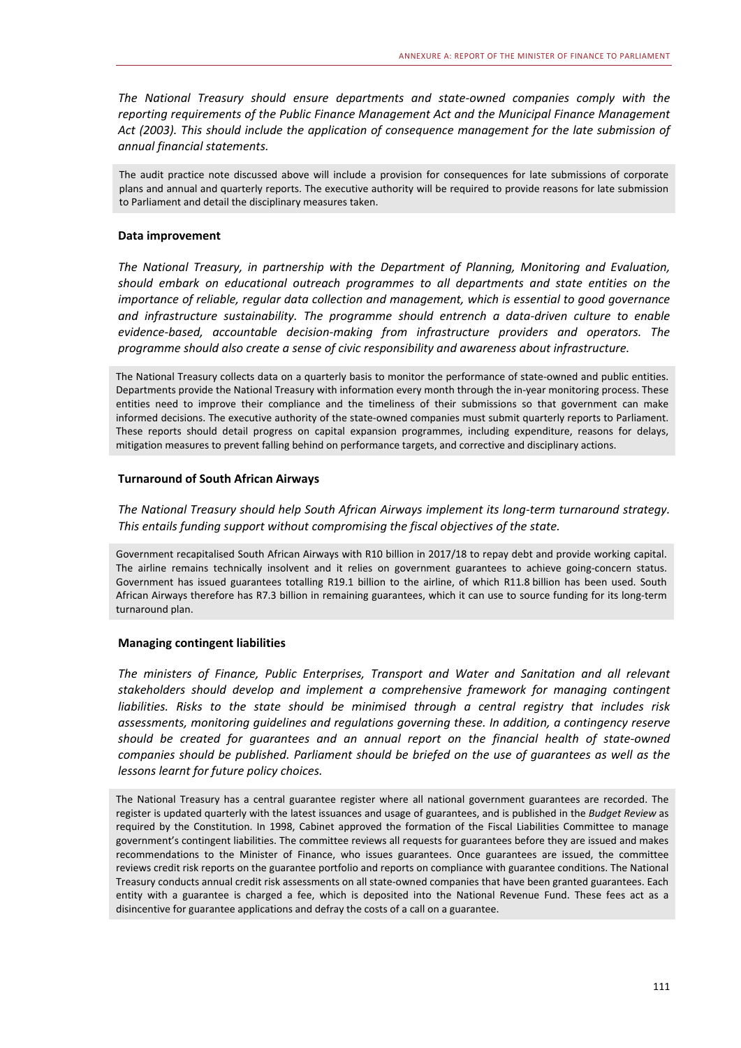*The National Treasury should ensure departments and state-owned companies comply with the reporting requirements of the Public Finance Management Act and the Municipal Finance Management Act (2003). This should include the application of consequence management for the late submission of annual financial statements.*

The audit practice note discussed above will include a provision for consequences for late submissions of corporate plans and annual and quarterly reports. The executive authority will be required to provide reasons for late submission to Parliament and detail the disciplinary measures taken.

### Data improvement

*The National Treasury, in partnership with the Department of Planning, Monitoring and Evaluation, should embark on educational outreach programmes to all departments and state entities on the importance of reliable, regular data collection and management, which is essential to good governance and infrastructure sustainability. The programme should entrench a data-driven culture to enable evidence-based, accountable decision-making from infrastructure providers and operators. The programme should also create a sense of civic responsibility and awareness about infrastructure.*

The National Treasury collects data on a quarterly basis to monitor the performance of state-owned and public entities. Departments provide the National Treasury with information every month through the in-year monitoring process. These entities need to improve their compliance and the timeliness of their submissions so that government can make informed decisions. The executive authority of the state-owned companies must submit quarterly reports to Parliament. These reports should detail progress on capital expansion programmes, including expenditure, reasons for delays, mitigation measures to prevent falling behind on performance targets, and corrective and disciplinary actions.

### Turnaround of South African Airways

*The National Treasury should help South African Airways implement its long-term turnaround strategy. This entails funding support without compromising the fiscal objectives of the state.*

Government recapitalised South African Airways with R10 billion in 2017/18 to repay debt and provide working capital. The airline remains technically insolvent and it relies on government guarantees to achieve going-concern status. Government has issued guarantees totalling R19.1 billion to the airline, of which R11.8 billion has been used. South African Airways therefore has R7.3 billion in remaining guarantees, which it can use to source funding for its long-term turnaround plan.

### Managing contingent liabilities

*The ministers of Finance, Public Enterprises, Transport and Water and Sanitation and all relevant stakeholders should develop and implement a comprehensive framework for managing contingent liabilities. Risks to the state should be minimised through a central registry that includes risk assessments, monitoring guidelines and regulations governing these. In addition, a contingency reserve should be created for guarantees and an annual report on the financial health of state-owned companies should be published. Parliament should be briefed on the use of guarantees as well as the lessons learnt for future policy choices.*

The National Treasury has a central guarantee register where all national government guarantees are recorded. The register is updated quarterly with the latest issuances and usage of guarantees, and is published in the *Budget Review* as required by the Constitution. In 1998, Cabinet approved the formation of the Fiscal Liabilities Committee to manage government's contingent liabilities. The committee reviews all requests for guarantees before they are issued and makes recommendations to the Minister of Finance, who issues guarantees. Once guarantees are issued, the committee reviews credit risk reports on the guarantee portfolio and reports on compliance with guarantee conditions. The National Treasury conducts annual credit risk assessments on all state-owned companies that have been granted guarantees. Each entity with a guarantee is charged a fee, which is deposited into the National Revenue Fund. These fees act as a disincentive for guarantee applications and defray the costs of a call on a guarantee.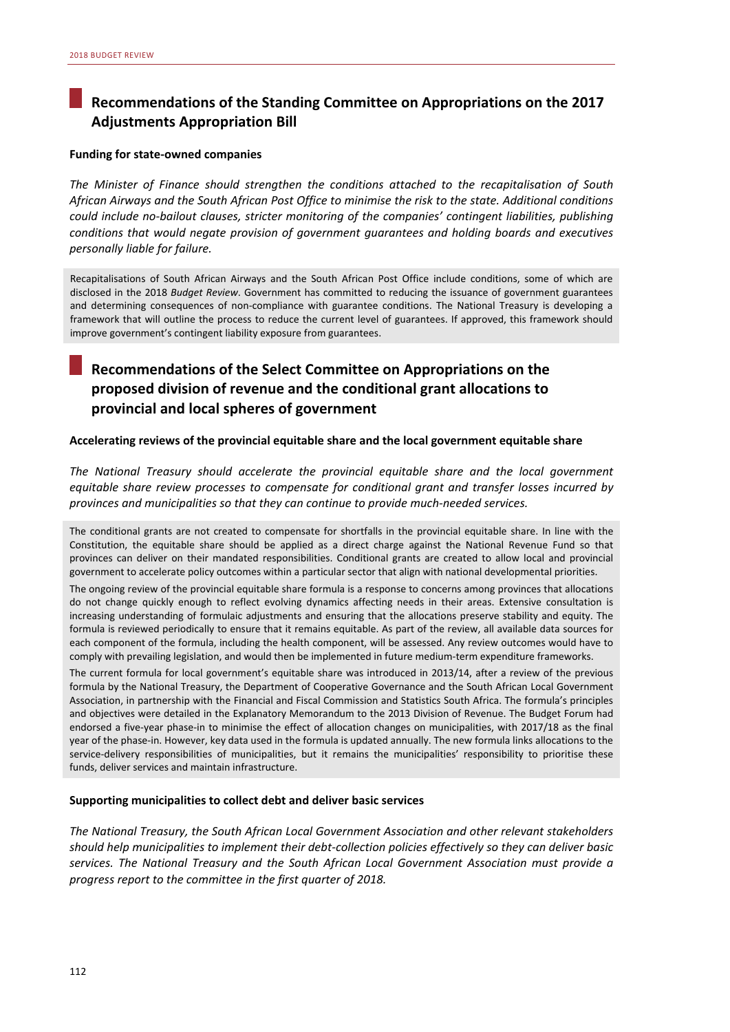## Recommendations of the Standing Committee on Appropriations on the 2017 Adjustments Appropriation Bill

### Funding for state-owned companies

*The Minister of Finance should strengthen the conditions attached to the recapitalisation of South African Airways and the South African Post Office to minimise the risk to the state. Additional conditions could include no-bailout clauses, stricter monitoring of the companies' contingent liabilities, publishing conditions that would negate provision of government guarantees and holding boards and executives personally liable for failure.*

Recapitalisations of South African Airways and the South African Post Office include conditions, some of which are disclosed in the 2018 *Budget Review*. Government has committed to reducing the issuance of government guarantees and determining consequences of non-compliance with guarantee conditions. The National Treasury is developing a framework that will outline the process to reduce the current level of guarantees. If approved, this framework should improve government's contingent liability exposure from guarantees.

## Recommendations of the Select Committee on Appropriations on the proposed division of revenue and the conditional grant allocations to provincial and local spheres of government

### Accelerating reviews of the provincial equitable share and the local government equitable share

*The National Treasury should accelerate the provincial equitable share and the local government equitable share review processes to compensate for conditional grant and transfer losses incurred by provinces and municipalities so that they can continue to provide much-needed services.*

The conditional grants are not created to compensate for shortfalls in the provincial equitable share. In line with the Constitution, the equitable share should be applied as a direct charge against the National Revenue Fund so that provinces can deliver on their mandated responsibilities. Conditional grants are created to allow local and provincial government to accelerate policy outcomes within a particular sector that align with national developmental priorities.

The ongoing review of the provincial equitable share formula is a response to concerns among provinces that allocations do not change quickly enough to reflect evolving dynamics affecting needs in their areas. Extensive consultation is increasing understanding of formulaic adjustments and ensuring that the allocations preserve stability and equity. The formula is reviewed periodically to ensure that it remains equitable. As part of the review, all available data sources for each component of the formula, including the health component, will be assessed. Any review outcomes would have to comply with prevailing legislation, and would then be implemented in future medium-term expenditure frameworks.

The current formula for local government's equitable share was introduced in 2013/14, after a review of the previous formula by the National Treasury, the Department of Cooperative Governance and the South African Local Government Association, in partnership with the Financial and Fiscal Commission and Statistics South Africa. The formula's principles and objectives were detailed in the Explanatory Memorandum to the 2013 Division of Revenue. The Budget Forum had endorsed a five-year phase-in to minimise the effect of allocation changes on municipalities, with 2017/18 as the final year of the phase-in. However, key data used in the formula is updated annually. The new formula links allocations to the service-delivery responsibilities of municipalities, but it remains the municipalities' responsibility to prioritise these funds, deliver services and maintain infrastructure.

### Supporting municipalities to collect debt and deliver basic services

*The National Treasury, the South African Local Government Association and other relevant stakeholders should help municipalities to implement their debt-collection policies effectively so they can deliver basic services. The National Treasury and the South African Local Government Association must provide a progress report to the committee in the first quarter of 2018.*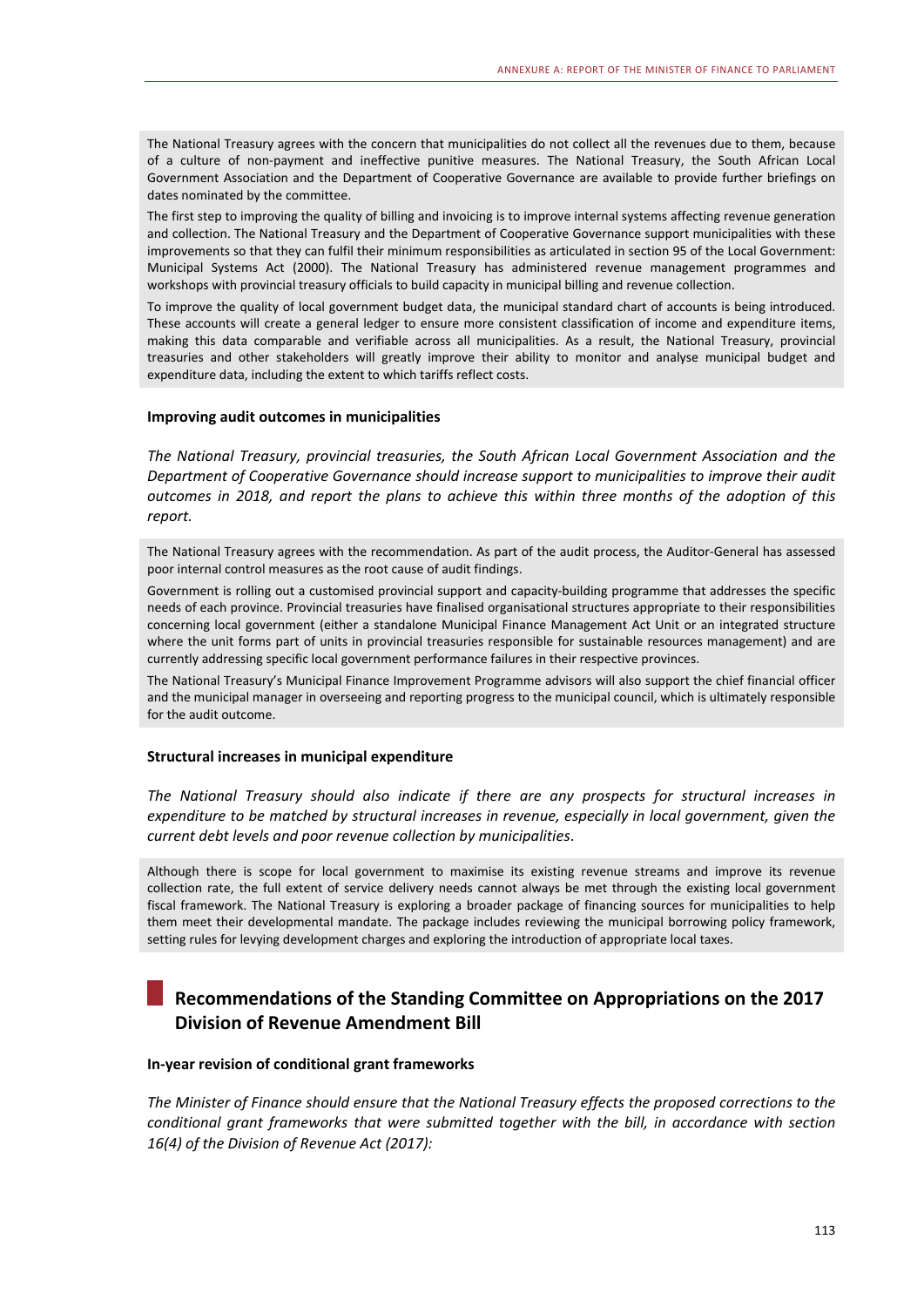The National Treasury agrees with the concern that municipalities do not collect all the revenues due to them, because of a culture of non-payment and ineffective punitive measures. The National Treasury, the South African Local Government Association and the Department of Cooperative Governance are available to provide further briefings on dates nominated by the committee.

The first step to improving the quality of billing and invoicing is to improve internal systems affecting revenue generation and collection. The National Treasury and the Department of Cooperative Governance support municipalities with these improvements so that they can fulfil their minimum responsibilities as articulated in section 95 of the Local Government: Municipal Systems Act (2000). The National Treasury has administered revenue management programmes and workshops with provincial treasury officials to build capacity in municipal billing and revenue collection.

To improve the quality of local government budget data, the municipal standard chart of accounts is being introduced. These accounts will create a general ledger to ensure more consistent classification of income and expenditure items, making this data comparable and verifiable across all municipalities. As a result, the National Treasury, provincial treasuries and other stakeholders will greatly improve their ability to monitor and analyse municipal budget and expenditure data, including the extent to which tariffs reflect costs.

**Improving audit outcomes in municipalities**

*The National Treasury, provincial treasuries, the South African Local Government Association and the Department of Cooperative Governance should increase support to municipalities to improve their audit outcomes in 2018, and report the plans to achieve this within three months of the adoption of this report.*

The National Treasury agrees with the recommendation. As part of the audit process, the Auditor-General has assessed poor internal control measures as the root cause of audit findings.

Government is rolling out a customised provincial support and capacity-building programme that addresses the specific needs of each province. Provincial treasuries have finalised organisational structures appropriate to their responsibilities concerning local government (either a standalone Municipal Finance Management Act Unit or an integrated structure where the unit forms part of units in provincial treasuries responsible for sustainable resources management) and are currently addressing specific local government performance failures in their respective provinces.

The National Treasury's Municipal Finance Improvement Programme advisors will also support the chief financial officer and the municipal manager in overseeing and reporting progress to the municipal council, which is ultimately responsible for the audit outcome.

**Structural increases in municipal expenditure**

*The National Treasury should also indicate if there are any prospects for structural increases in expenditure to be matched by structural increases in revenue, especially in local government, given the current debt levels and poor revenue collection by municipalities.*

Although there is scope for local government to maximise its existing revenue streams and improve its revenue collection rate, the full extent of service delivery needs cannot always be met through the existing local government fiscal framework. The National Treasury is exploring a broader package of financing sources for municipalities to help them meet their developmental mandate. The package includes reviewing the municipal borrowing policy framework, setting rules for levying development charges and exploring the introduction of appropriate local taxes.

## Recommendations of the Standing Committee on Appropriations on the 2017 Division of Revenue Amendment Bill

**In-year revision of conditional grant frameworks**

*The Minister of Finance should ensure that the National Treasury effects the proposed corrections to the conditional grant frameworks that were submitted together with the bill, in accordance with section 16(4) of the Division of Revenue Act (2017):*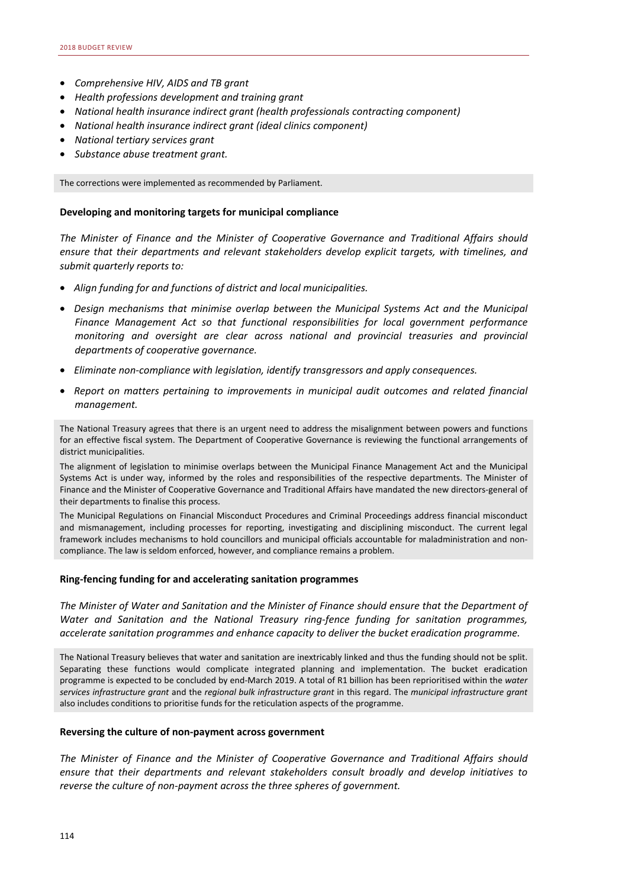- *Comprehensive HIV, AIDS and TB grant*
- *Health professions development and training grant*
- *National health insurance indirect grant (health professionals contracting component)*
- *National health insurance indirect grant (ideal clinics component)*
- *National tertiary services grant*
- *Substance abuse treatment grant.*

The corrections were implemented as recommended by Parliament.

**Developing and monitoring targets for municipal compliance**

*The Minister of Finance and the Minister of Cooperative Governance and Traditional Affairs should ensure that their departments and relevant stakeholders develop explicit targets, with timelines, and submit quarterly reports to:*

- *Align funding for and functions of district and local municipalities.*
- *Design mechanisms that minimise overlap between the Municipal Systems Act and the Municipal Finance Management Act so that functional responsibilities for local government performance monitoring and oversight are clear across national and provincial treasuries and provincial departments of cooperative governance.*
- *Eliminate non-compliance with legislation, identify transgressors and apply consequences.*
- *Report on matters pertaining to improvements in municipal audit outcomes and related financial management.*

The National Treasury agrees that there is an urgent need to address the misalignment between powers and functions for an effective fiscal system. The Department of Cooperative Governance is reviewing the functional arrangements of district municipalities.

The alignment of legislation to minimise overlaps between the Municipal Finance Management Act and the Municipal Systems Act is under way, informed by the roles and responsibilities of the respective departments. The Minister of Finance and the Minister of Cooperative Governance and Traditional Affairs have mandated the new directors-general of their departments to finalise this process.

The Municipal Regulations on Financial Misconduct Procedures and Criminal Proceedings address financial misconduct and mismanagement, including processes for reporting, investigating and disciplining misconduct. The current legal framework includes mechanisms to hold councillors and municipal officials accountable for maladministration and non-compliance. The law is seldom enforced, however, and compliance remains a problem.

**Ring-fencing funding for and accelerating sanitation programmes**

*The Minister of Water and Sanitation and the Minister of Finance should ensure that the Department of Water and Sanitation and the National Treasury ring-fence funding for sanitation programmes, accelerate sanitation programmes and enhance capacity to deliver the bucket eradication programme.*

The National Treasury believes that water and sanitation are inextricably linked and thus the funding should not be split. Separating these functions would complicate integrated planning and implementation. The bucket eradication programme is expected to be concluded by end-March 2019. A total of R1 billion has been reprioritised within the *water services infrastructure grant* and the *regional bulk infrastructure grant* in this regard. The *municipal infrastructure grant* also includes conditions to prioritise funds for the reticulation aspects of the programme.

**Reversing the culture of non-payment across government**

*The Minister of Finance and the Minister of Cooperative Governance and Traditional Affairs should ensure that their departments and relevant stakeholders consult broadly and develop initiatives to reverse the culture of non-payment across the three spheres of government.*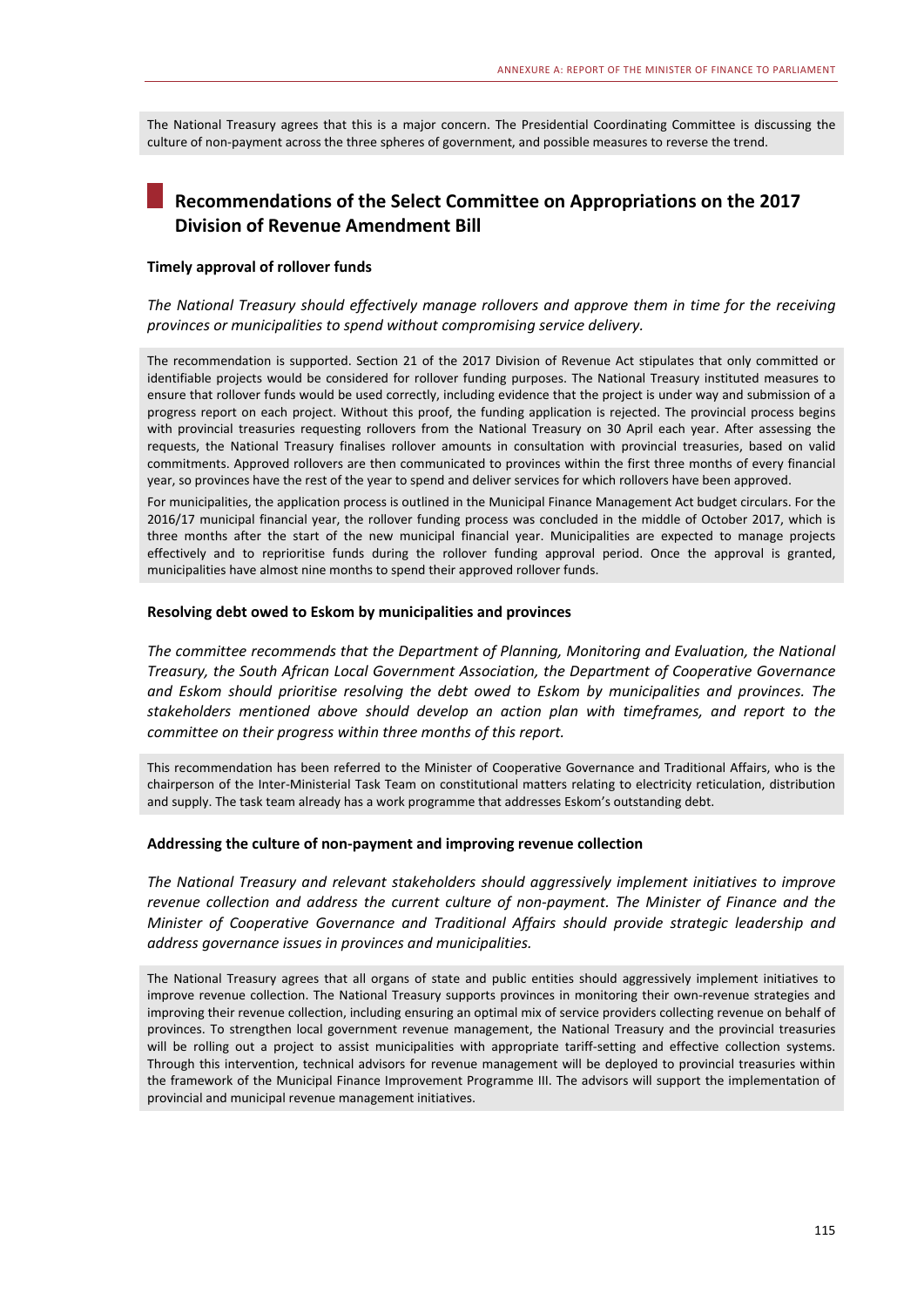The National Treasury agrees that this is a major concern. The Presidential Coordinating Committee is discussing the culture of non-payment across the three spheres of government, and possible measures to reverse the trend.

## Recommendations of the Select Committee on Appropriations on the 2017 Division of Revenue Amendment Bill

### Timely approval of rollover funds

*The National Treasury should effectively manage rollovers and approve them in time for the receiving provinces or municipalities to spend without compromising service delivery.*

The recommendation is supported. Section 21 of the 2017 Division of Revenue Act stipulates that only committed or identifiable projects would be considered for rollover funding purposes. The National Treasury instituted measures to ensure that rollover funds would be used correctly, including evidence that the project is under way and submission of a progress report on each project. Without this proof, the funding application is rejected. The provincial process begins with provincial treasuries requesting rollovers from the National Treasury on 30 April each year. After assessing the requests, the National Treasury finalises rollover amounts in consultation with provincial treasuries, based on valid commitments. Approved rollovers are then communicated to provinces within the first three months of every financial year, so provinces have the rest of the year to spend and deliver services for which rollovers have been approved.

For municipalities, the application process is outlined in the Municipal Finance Management Act budget circulars. For the 2016/17 municipal financial year, the rollover funding process was concluded in the middle of October 2017, which is three months after the start of the new municipal financial year. Municipalities are expected to manage projects effectively and to reprioritise funds during the rollover funding approval period. Once the approval is granted, municipalities have almost nine months to spend their approved rollover funds.

### Resolving debt owed to Eskom by municipalities and provinces

*The committee recommends that the Department of Planning, Monitoring and Evaluation, the National Treasury, the South African Local Government Association, the Department of Cooperative Governance and Eskom should prioritise resolving the debt owed to Eskom by municipalities and provinces. The stakeholders mentioned above should develop an action plan with timeframes, and report to the committee on their progress within three months of this report.*

This recommendation has been referred to the Minister of Cooperative Governance and Traditional Affairs, who is the chairperson of the Inter-Ministerial Task Team on constitutional matters relating to electricity reticulation, distribution and supply. The task team already has a work programme that addresses Eskom's outstanding debt.

### Addressing the culture of non-payment and improving revenue collection

*The National Treasury and relevant stakeholders should aggressively implement initiatives to improve revenue collection and address the current culture of non-payment. The Minister of Finance and the Minister of Cooperative Governance and Traditional Affairs should provide strategic leadership and address governance issues in provinces and municipalities.*

The National Treasury agrees that all organs of state and public entities should aggressively implement initiatives to improve revenue collection. The National Treasury supports provinces in monitoring their own-revenue strategies and improving their revenue collection, including ensuring an optimal mix of service providers collecting revenue on behalf of provinces. To strengthen local government revenue management, the National Treasury and the provincial treasuries will be rolling out a project to assist municipalities with appropriate tariff-setting and effective collection systems. Through this intervention, technical advisors for revenue management will be deployed to provincial treasuries within the framework of the Municipal Finance Improvement Programme III. The advisors will support the implementation of provincial and municipal revenue management initiatives.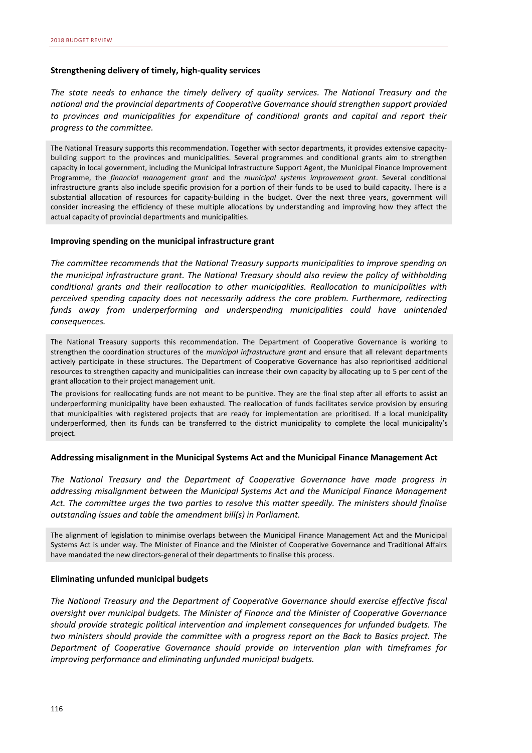### Strengthening delivery of timely, high-quality services

*The state needs to enhance the timely delivery of quality services. The National Treasury and the national and the provincial departments of Cooperative Governance should strengthen support provided to provinces and municipalities for expenditure of conditional grants and capital and report their progress to the committee.*

The National Treasury supports this recommendation. Together with sector departments, it provides extensive capacity-building support to the provinces and municipalities. Several programmes and conditional grants aim to strengthen capacity in local government, including the Municipal Infrastructure Support Agent, the Municipal Finance Improvement Programme, the *financial management grant* and the *municipal systems improvement grant*. Several conditional infrastructure grants also include specific provision for a portion of their funds to be used to build capacity. There is a substantial allocation of resources for capacity-building in the budget. Over the next three years, government will consider increasing the efficiency of these multiple allocations by understanding and improving how they affect the actual capacity of provincial departments and municipalities.

### Improving spending on the municipal infrastructure grant

*The committee recommends that the National Treasury supports municipalities to improve spending on the municipal infrastructure grant. The National Treasury should also review the policy of withholding conditional grants and their reallocation to other municipalities. Reallocation to municipalities with perceived spending capacity does not necessarily address the core problem. Furthermore, redirecting funds away from underperforming and underspending municipalities could have unintended consequences.*

The National Treasury supports this recommendation. The Department of Cooperative Governance is working to strengthen the coordination structures of the *municipal infrastructure grant* and ensure that all relevant departments actively participate in these structures. The Department of Cooperative Governance has also reprioritised additional resources to strengthen capacity and municipalities can increase their own capacity by allocating up to 5 per cent of the grant allocation to their project management unit.

The provisions for reallocating funds are not meant to be punitive. They are the final step after all efforts to assist an underperforming municipality have been exhausted. The reallocation of funds facilitates service provision by ensuring that municipalities with registered projects that are ready for implementation are prioritised. If a local municipality underperformed, then its funds can be transferred to the district municipality to complete the local municipality's project.

### Addressing misalignment in the Municipal Systems Act and the Municipal Finance Management Act

*The National Treasury and the Department of Cooperative Governance have made progress in addressing misalignment between the Municipal Systems Act and the Municipal Finance Management Act. The committee urges the two parties to resolve this matter speedily. The ministers should finalise outstanding issues and table the amendment bill(s) in Parliament.*

The alignment of legislation to minimise overlaps between the Municipal Finance Management Act and the Municipal Systems Act is under way. The Minister of Finance and the Minister of Cooperative Governance and Traditional Affairs have mandated the new directors-general of their departments to finalise this process.

### Eliminating unfunded municipal budgets

*The National Treasury and the Department of Cooperative Governance should exercise effective fiscal oversight over municipal budgets. The Minister of Finance and the Minister of Cooperative Governance should provide strategic political intervention and implement consequences for unfunded budgets. The two ministers should provide the committee with a progress report on the Back to Basics project. The Department of Cooperative Governance should provide an intervention plan with timeframes for improving performance and eliminating unfunded municipal budgets.*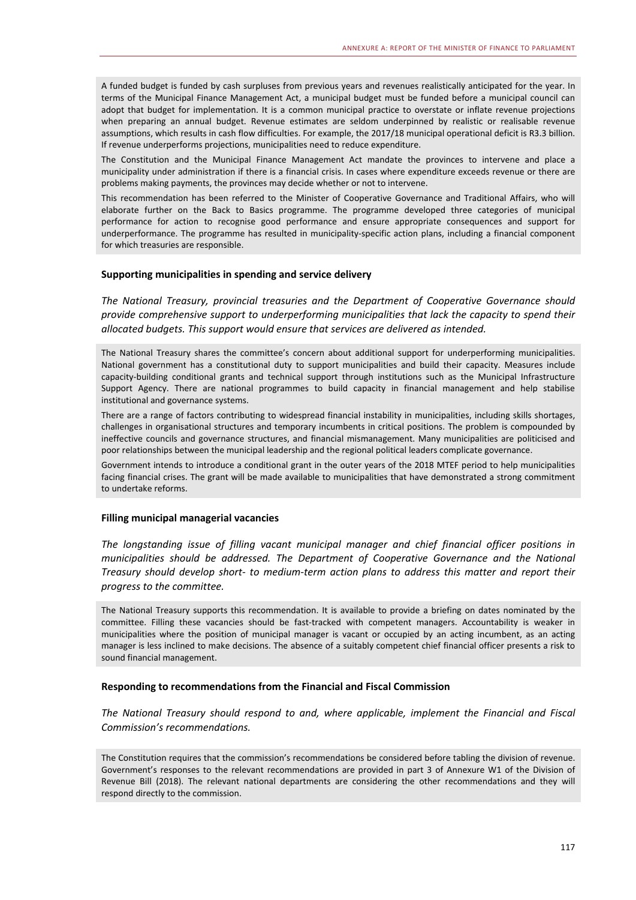A funded budget is funded by cash surpluses from previous years and revenues realistically anticipated for the year. In terms of the Municipal Finance Management Act, a municipal budget must be funded before a municipal council can adopt that budget for implementation. It is a common municipal practice to overstate or inflate revenue projections when preparing an annual budget. Revenue estimates are seldom underpinned by realistic or realisable revenue assumptions, which results in cash flow difficulties. For example, the 2017/18 municipal operational deficit is R3.3 billion. If revenue underperforms projections, municipalities need to reduce expenditure.

The Constitution and the Municipal Finance Management Act mandate the provinces to intervene and place a municipality under administration if there is a financial crisis. In cases where expenditure exceeds revenue or there are problems making payments, the provinces may decide whether or not to intervene.

This recommendation has been referred to the Minister of Cooperative Governance and Traditional Affairs, who will elaborate further on the Back to Basics programme. The programme developed three categories of municipal performance for action to recognise good performance and ensure appropriate consequences and support for underperformance. The programme has resulted in municipality-specific action plans, including a financial component for which treasuries are responsible.

#### Supporting municipalities in spending and service delivery

*The National Treasury, provincial treasuries and the Department of Cooperative Governance should provide comprehensive support to underperforming municipalities that lack the capacity to spend their allocated budgets. This support would ensure that services are delivered as intended.*

The National Treasury shares the committee's concern about additional support for underperforming municipalities. National government has a constitutional duty to support municipalities and build their capacity. Measures include capacity-building conditional grants and technical support through institutions such as the Municipal Infrastructure Support Agency. There are national programmes to build capacity in financial management and help stabilise institutional and governance systems.

There are a range of factors contributing to widespread financial instability in municipalities, including skills shortages, challenges in organisational structures and temporary incumbents in critical positions. The problem is compounded by ineffective councils and governance structures, and financial mismanagement. Many municipalities are politicised and poor relationships between the municipal leadership and the regional political leaders complicate governance.

Government intends to introduce a conditional grant in the outer years of the 2018 MTEF period to help municipalities facing financial crises. The grant will be made available to municipalities that have demonstrated a strong commitment to undertake reforms.

#### Filling municipal managerial vacancies

*The longstanding issue of filling vacant municipal manager and chief financial officer positions in municipalities should be addressed. The Department of Cooperative Governance and the National Treasury should develop short- to medium-term action plans to address this matter and report their progress to the committee.*

The National Treasury supports this recommendation. It is available to provide a briefing on dates nominated by the committee. Filling these vacancies should be fast-tracked with competent managers. Accountability is weaker in municipalities where the position of municipal manager is vacant or occupied by an acting incumbent, as an acting manager is less inclined to make decisions. The absence of a suitably competent chief financial officer presents a risk to sound financial management.

#### Responding to recommendations from the Financial and Fiscal Commission

*The National Treasury should respond to and, where applicable, implement the Financial and Fiscal Commission's recommendations.*

The Constitution requires that the commission's recommendations be considered before tabling the division of revenue. Government's responses to the relevant recommendations are provided in part 3 of Annexure W1 of the Division of Revenue Bill (2018). The relevant national departments are considering the other recommendations and they will respond directly to the commission.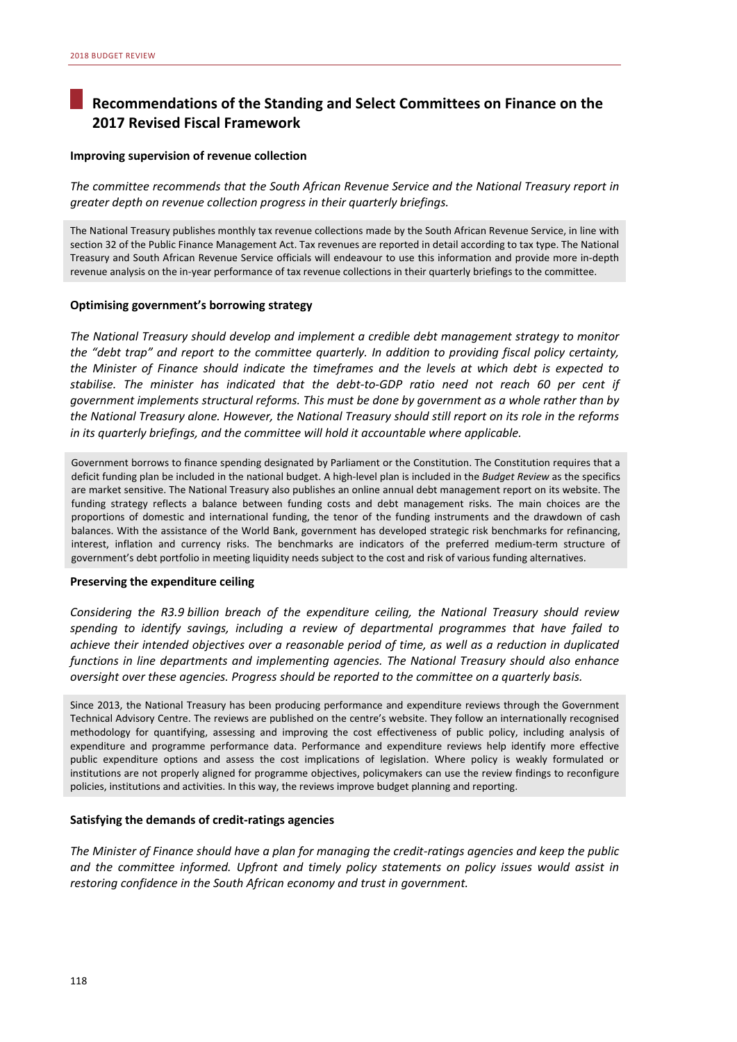## Recommendations of the Standing and Select Committees on Finance on the 2017 Revised Fiscal Framework

**Improving supervision of revenue collection**

*The committee recommends that the South African Revenue Service and the National Treasury report in greater depth on revenue collection progress in their quarterly briefings.*

The National Treasury publishes monthly tax revenue collections made by the South African Revenue Service, in line with section 32 of the Public Finance Management Act. Tax revenues are reported in detail according to tax type. The National Treasury and South African Revenue Service officials will endeavour to use this information and provide more in-depth revenue analysis on the in-year performance of tax revenue collections in their quarterly briefings to the committee.

**Optimising government's borrowing strategy**

*The National Treasury should develop and implement a credible debt management strategy to monitor the "debt trap" and report to the committee quarterly. In addition to providing fiscal policy certainty, the Minister of Finance should indicate the timeframes and the levels at which debt is expected to stabilise. The minister has indicated that the debt-to-GDP ratio need not reach 60 per cent if government implements structural reforms. This must be done by government as a whole rather than by the National Treasury alone. However, the National Treasury should still report on its role in the reforms in its quarterly briefings, and the committee will hold it accountable where applicable.*

Government borrows to finance spending designated by Parliament or the Constitution. The Constitution requires that a deficit funding plan be included in the national budget. A high-level plan is included in the *Budget Review* as the specifics are market sensitive. The National Treasury also publishes an online annual debt management report on its website. The funding strategy reflects a balance between funding costs and debt management risks. The main choices are the proportions of domestic and international funding, the tenor of the funding instruments and the drawdown of cash balances. With the assistance of the World Bank, government has developed strategic risk benchmarks for refinancing, interest, inflation and currency risks. The benchmarks are indicators of the preferred medium-term structure of government's debt portfolio in meeting liquidity needs subject to the cost and risk of various funding alternatives.

**Preserving the expenditure ceiling**

*Considering the R3.9 billion breach of the expenditure ceiling, the National Treasury should review spending to identify savings, including a review of departmental programmes that have failed to achieve their intended objectives over a reasonable period of time, as well as a reduction in duplicated functions in line departments and implementing agencies. The National Treasury should also enhance oversight over these agencies. Progress should be reported to the committee on a quarterly basis.*

Since 2013, the National Treasury has been producing performance and expenditure reviews through the Government Technical Advisory Centre. The reviews are published on the centre's website. They follow an internationally recognised methodology for quantifying, assessing and improving the cost effectiveness of public policy, including analysis of expenditure and programme performance data. Performance and expenditure reviews help identify more effective public expenditure options and assess the cost implications of legislation. Where policy is weakly formulated or institutions are not properly aligned for programme objectives, policymakers can use the review findings to reconfigure policies, institutions and activities. In this way, the reviews improve budget planning and reporting.

**Satisfying the demands of credit-ratings agencies**

*The Minister of Finance should have a plan for managing the credit-ratings agencies and keep the public and the committee informed. Upfront and timely policy statements on policy issues would assist in restoring confidence in the South African economy and trust in government.*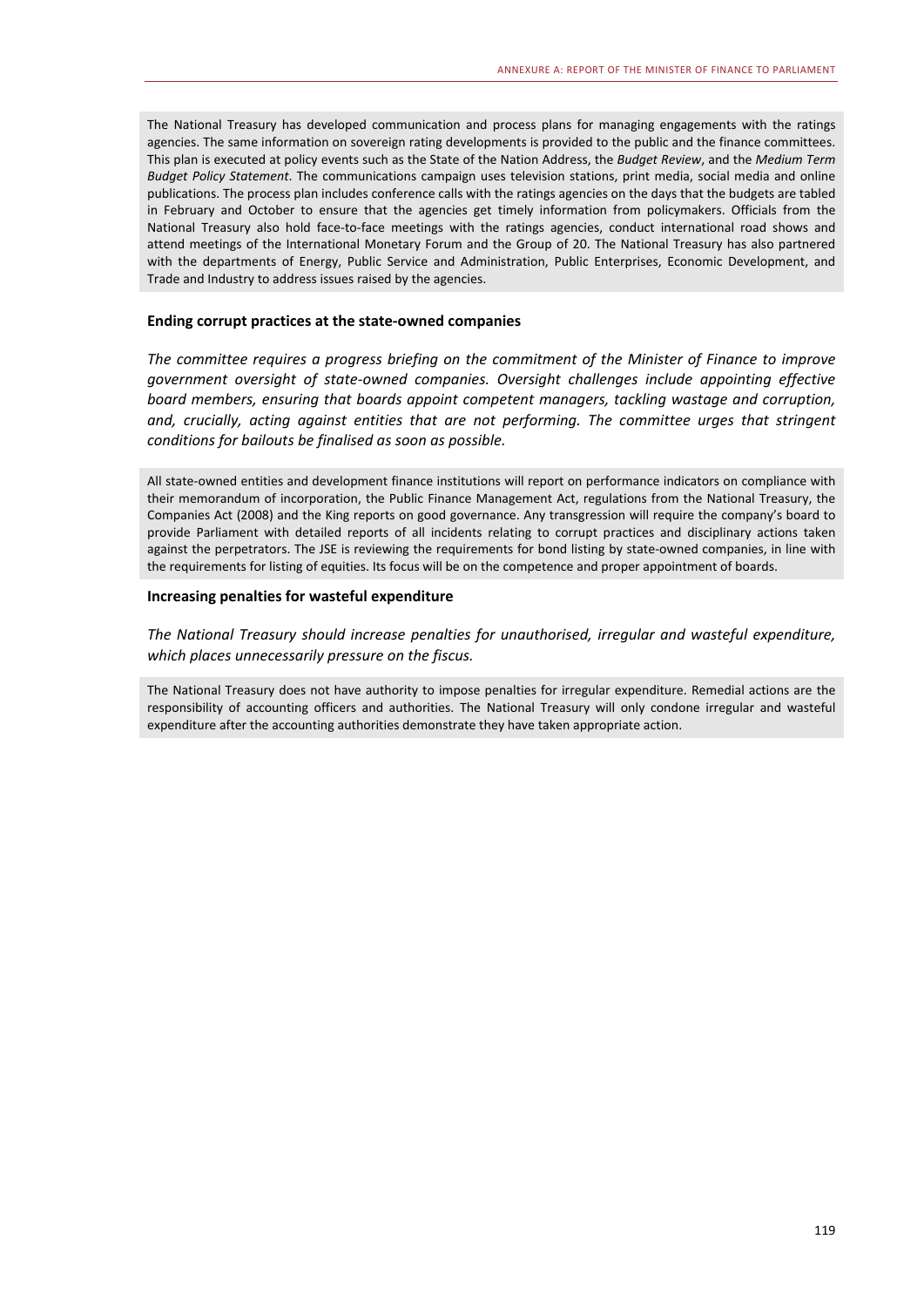The National Treasury has developed communication and process plans for managing engagements with the ratings agencies. The same information on sovereign rating developments is provided to the public and the finance committees. This plan is executed at policy events such as the State of the Nation Address, the *Budget Review*, and the *Medium Term Budget Policy Statement*. The communications campaign uses television stations, print media, social media and online publications. The process plan includes conference calls with the ratings agencies on the days that the budgets are tabled in February and October to ensure that the agencies get timely information from policymakers. Officials from the National Treasury also hold face-to-face meetings with the ratings agencies, conduct international road shows and attend meetings of the International Monetary Forum and the Group of 20. The National Treasury has also partnered with the departments of Energy, Public Service and Administration, Public Enterprises, Economic Development, and Trade and Industry to address issues raised by the agencies.

#### Ending corrupt practices at the state-owned companies

*The committee requires a progress briefing on the commitment of the Minister of Finance to improve government oversight of state-owned companies. Oversight challenges include appointing effective board members, ensuring that boards appoint competent managers, tackling wastage and corruption, and, crucially, acting against entities that are not performing. The committee urges that stringent conditions for bailouts be finalised as soon as possible.*

All state-owned entities and development finance institutions will report on performance indicators on compliance with their memorandum of incorporation, the Public Finance Management Act, regulations from the National Treasury, the Companies Act (2008) and the King reports on good governance. Any transgression will require the company's board to provide Parliament with detailed reports of all incidents relating to corrupt practices and disciplinary actions taken against the perpetrators. The JSE is reviewing the requirements for bond listing by state-owned companies, in line with the requirements for listing of equities. Its focus will be on the competence and proper appointment of boards.

#### Increasing penalties for wasteful expenditure

*The National Treasury should increase penalties for unauthorised, irregular and wasteful expenditure, which places unnecessarily pressure on the fiscus.*

The National Treasury does not have authority to impose penalties for irregular expenditure. Remedial actions are the responsibility of accounting officers and authorities. The National Treasury will only condone irregular and wasteful expenditure after the accounting authorities demonstrate they have taken appropriate action.